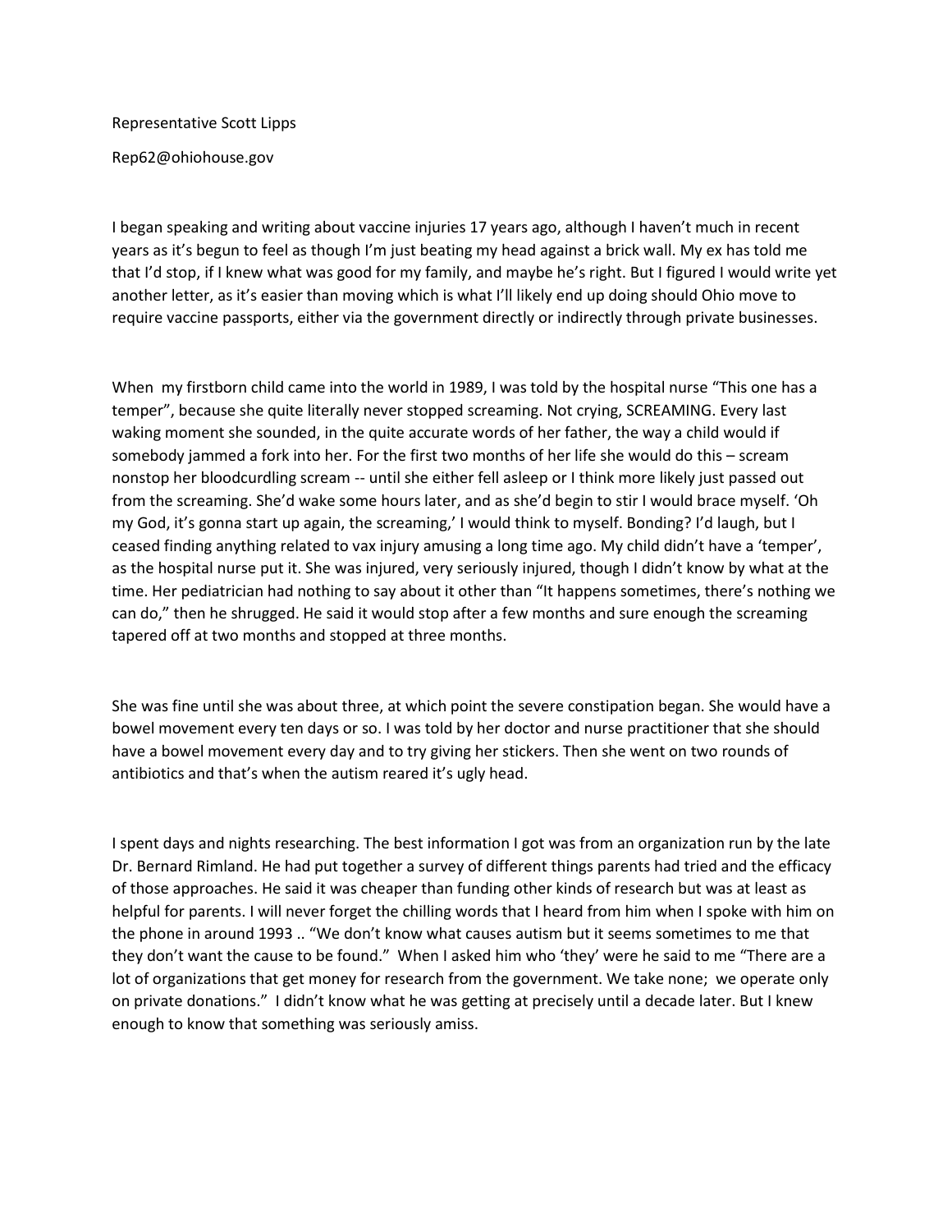Representative Scott Lipps

Rep62@ohiohouse.gov

I began speaking and writing about vaccine injuries 17 years ago, although I haven't much in recent years as it's begun to feel as though I'm just beating my head against a brick wall. My ex has told me that I'd stop, if I knew what was good for my family, and maybe he's right. But I figured I would write yet another letter, as it's easier than moving which is what I'll likely end up doing should Ohio move to require vaccine passports, either via the government directly or indirectly through private businesses.

When my firstborn child came into the world in 1989, I was told by the hospital nurse "This one has a temper", because she quite literally never stopped screaming. Not crying, SCREAMING. Every last waking moment she sounded, in the quite accurate words of her father, the way a child would if somebody jammed a fork into her. For the first two months of her life she would do this – scream nonstop her bloodcurdling scream -- until she either fell asleep or I think more likely just passed out from the screaming. She'd wake some hours later, and as she'd begin to stir I would brace myself. 'Oh my God, it's gonna start up again, the screaming,' I would think to myself. Bonding? I'd laugh, but I ceased finding anything related to vax injury amusing a long time ago. My child didn't have a 'temper', as the hospital nurse put it. She was injured, very seriously injured, though I didn't know by what at the time. Her pediatrician had nothing to say about it other than "It happens sometimes, there's nothing we can do," then he shrugged. He said it would stop after a few months and sure enough the screaming tapered off at two months and stopped at three months.

She was fine until she was about three, at which point the severe constipation began. She would have a bowel movement every ten days or so. I was told by her doctor and nurse practitioner that she should have a bowel movement every day and to try giving her stickers. Then she went on two rounds of antibiotics and that's when the autism reared it's ugly head.

I spent days and nights researching. The best information I got was from an organization run by the late Dr. Bernard Rimland. He had put together a survey of different things parents had tried and the efficacy of those approaches. He said it was cheaper than funding other kinds of research but was at least as helpful for parents. I will never forget the chilling words that I heard from him when I spoke with him on the phone in around 1993 .. "We don't know what causes autism but it seems sometimes to me that they don't want the cause to be found." When I asked him who 'they' were he said to me "There are a lot of organizations that get money for research from the government. We take none; we operate only on private donations." I didn't know what he was getting at precisely until a decade later. But I knew enough to know that something was seriously amiss.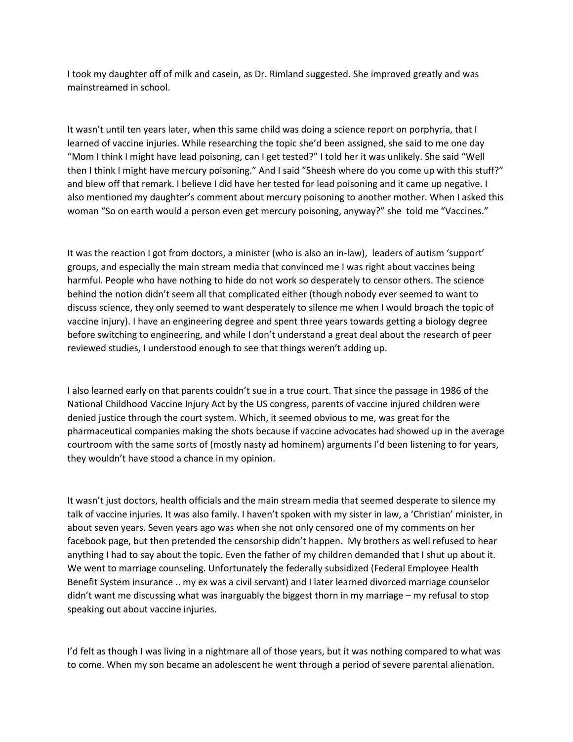I took my daughter off of milk and casein, as Dr. Rimland suggested. She improved greatly and was mainstreamed in school.

It wasn't until ten years later, when this same child was doing a science report on porphyria, that I learned of vaccine injuries. While researching the topic she'd been assigned, she said to me one day "Mom I think I might have lead poisoning, can I get tested?" I told her it was unlikely. She said "Well then I think I might have mercury poisoning." And I said "Sheesh where do you come up with this stuff?" and blew off that remark. I believe I did have her tested for lead poisoning and it came up negative. I also mentioned my daughter's comment about mercury poisoning to another mother. When I asked this woman "So on earth would a person even get mercury poisoning, anyway?" she told me "Vaccines."

It was the reaction I got from doctors, a minister (who is also an in-law), leaders of autism 'support' groups, and especially the main stream media that convinced me I was right about vaccines being harmful. People who have nothing to hide do not work so desperately to censor others. The science behind the notion didn't seem all that complicated either (though nobody ever seemed to want to discuss science, they only seemed to want desperately to silence me when I would broach the topic of vaccine injury). I have an engineering degree and spent three years towards getting a biology degree before switching to engineering, and while I don't understand a great deal about the research of peer reviewed studies, I understood enough to see that things weren't adding up.

I also learned early on that parents couldn't sue in a true court. That since the passage in 1986 of the National Childhood Vaccine Injury Act by the US congress, parents of vaccine injured children were denied justice through the court system. Which, it seemed obvious to me, was great for the pharmaceutical companies making the shots because if vaccine advocates had showed up in the average courtroom with the same sorts of (mostly nasty ad hominem) arguments I'd been listening to for years, they wouldn't have stood a chance in my opinion.

It wasn't just doctors, health officials and the main stream media that seemed desperate to silence my talk of vaccine injuries. It was also family. I haven't spoken with my sister in law, a 'Christian' minister, in about seven years. Seven years ago was when she not only censored one of my comments on her facebook page, but then pretended the censorship didn't happen. My brothers as well refused to hear anything I had to say about the topic. Even the father of my children demanded that I shut up about it. We went to marriage counseling. Unfortunately the federally subsidized (Federal Employee Health Benefit System insurance .. my ex was a civil servant) and I later learned divorced marriage counselor didn't want me discussing what was inarguably the biggest thorn in my marriage – my refusal to stop speaking out about vaccine injuries.

I'd felt as though I was living in a nightmare all of those years, but it was nothing compared to what was to come. When my son became an adolescent he went through a period of severe parental alienation.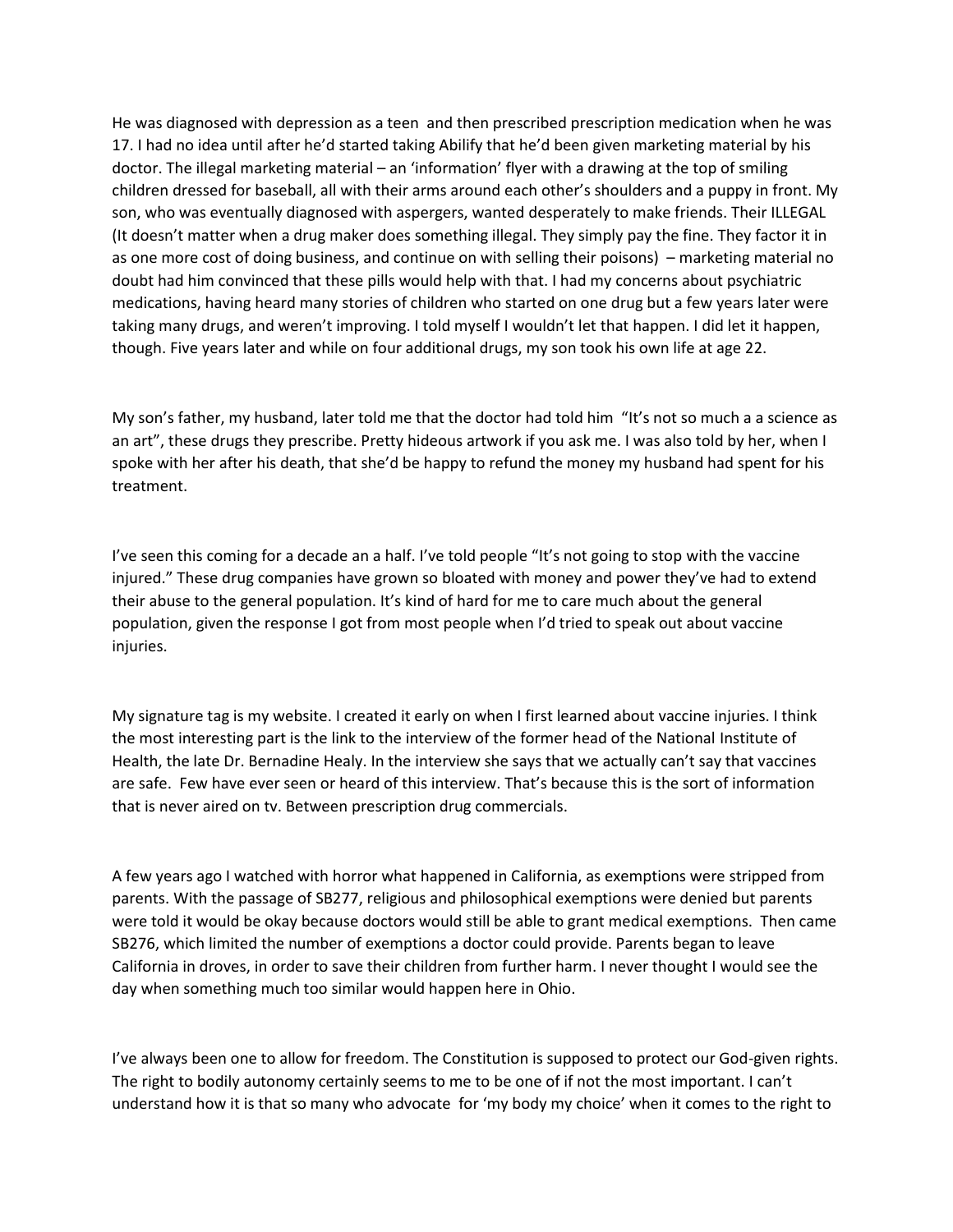He was diagnosed with depression as a teen and then prescribed prescription medication when he was 17. I had no idea until after he'd started taking Abilify that he'd been given marketing material by his doctor. The illegal marketing material – an 'information' flyer with a drawing at the top of smiling children dressed for baseball, all with their arms around each other's shoulders and a puppy in front. My son, who was eventually diagnosed with aspergers, wanted desperately to make friends. Their ILLEGAL (It doesn't matter when a drug maker does something illegal. They simply pay the fine. They factor it in as one more cost of doing business, and continue on with selling their poisons) – marketing material no doubt had him convinced that these pills would help with that. I had my concerns about psychiatric medications, having heard many stories of children who started on one drug but a few years later were taking many drugs, and weren't improving. I told myself I wouldn't let that happen. I did let it happen, though. Five years later and while on four additional drugs, my son took his own life at age 22.

My son's father, my husband, later told me that the doctor had told him "It's not so much a a science as an art", these drugs they prescribe. Pretty hideous artwork if you ask me. I was also told by her, when I spoke with her after his death, that she'd be happy to refund the money my husband had spent for his treatment.

I've seen this coming for a decade an a half. I've told people "It's not going to stop with the vaccine injured." These drug companies have grown so bloated with money and power they've had to extend their abuse to the general population. It's kind of hard for me to care much about the general population, given the response I got from most people when I'd tried to speak out about vaccine injuries.

My signature tag is my website. I created it early on when I first learned about vaccine injuries. I think the most interesting part is the link to the interview of the former head of the National Institute of Health, the late Dr. Bernadine Healy. In the interview she says that we actually can't say that vaccines are safe. Few have ever seen or heard of this interview. That's because this is the sort of information that is never aired on tv. Between prescription drug commercials.

A few years ago I watched with horror what happened in California, as exemptions were stripped from parents. With the passage of SB277, religious and philosophical exemptions were denied but parents were told it would be okay because doctors would still be able to grant medical exemptions. Then came SB276, which limited the number of exemptions a doctor could provide. Parents began to leave California in droves, in order to save their children from further harm. I never thought I would see the day when something much too similar would happen here in Ohio.

I've always been one to allow for freedom. The Constitution is supposed to protect our God-given rights. The right to bodily autonomy certainly seems to me to be one of if not the most important. I can't understand how it is that so many who advocate for 'my body my choice' when it comes to the right to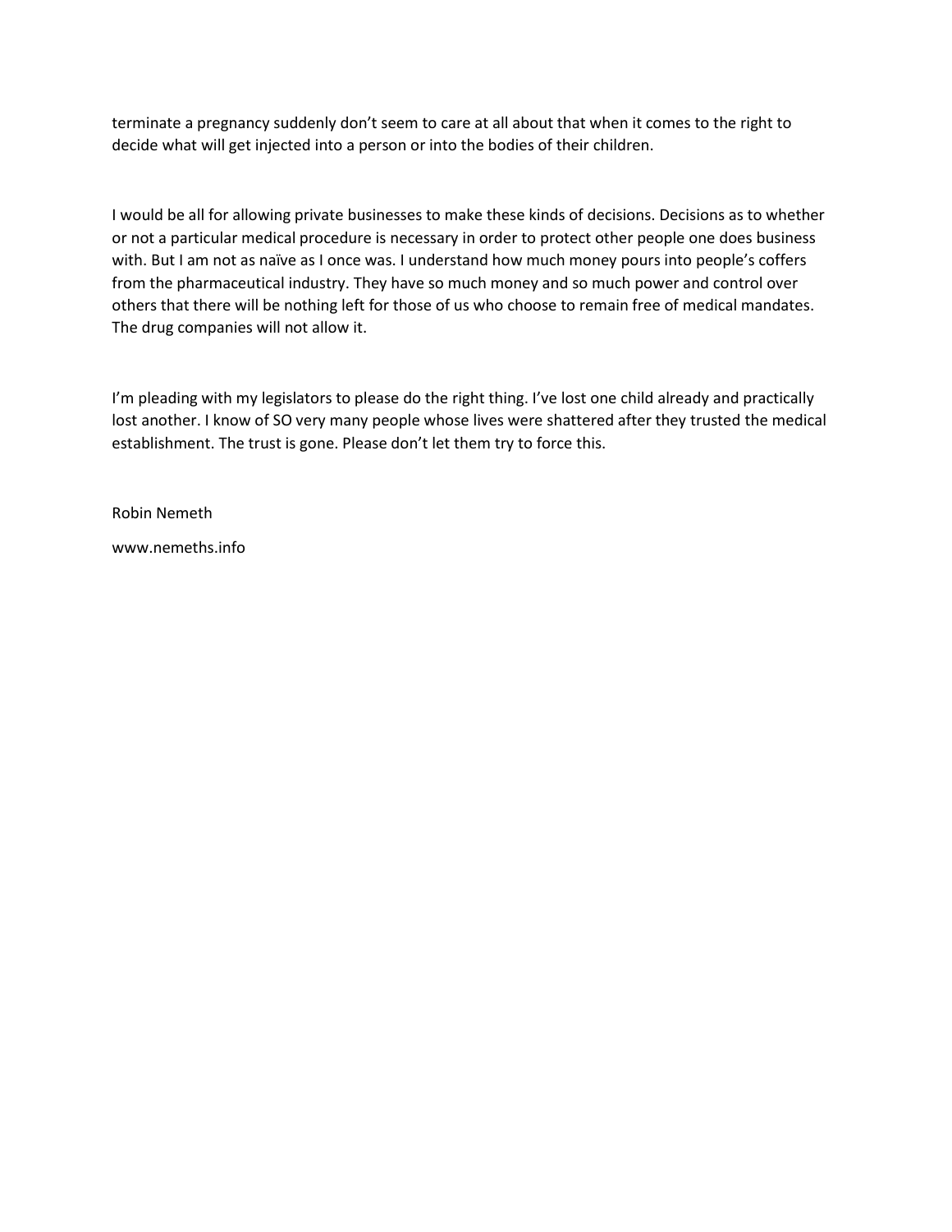terminate a pregnancy suddenly don't seem to care at all about that when it comes to the right to decide what will get injected into a person or into the bodies of their children.

I would be all for allowing private businesses to make these kinds of decisions. Decisions as to whether or not a particular medical procedure is necessary in order to protect other people one does business with. But I am not as naïve as I once was. I understand how much money pours into people's coffers from the pharmaceutical industry. They have so much money and so much power and control over others that there will be nothing left for those of us who choose to remain free of medical mandates. The drug companies will not allow it.

I'm pleading with my legislators to please do the right thing. I've lost one child already and practically lost another. I know of SO very many people whose lives were shattered after they trusted the medical establishment. The trust is gone. Please don't let them try to force this.

Robin Nemeth

www.nemeths.info